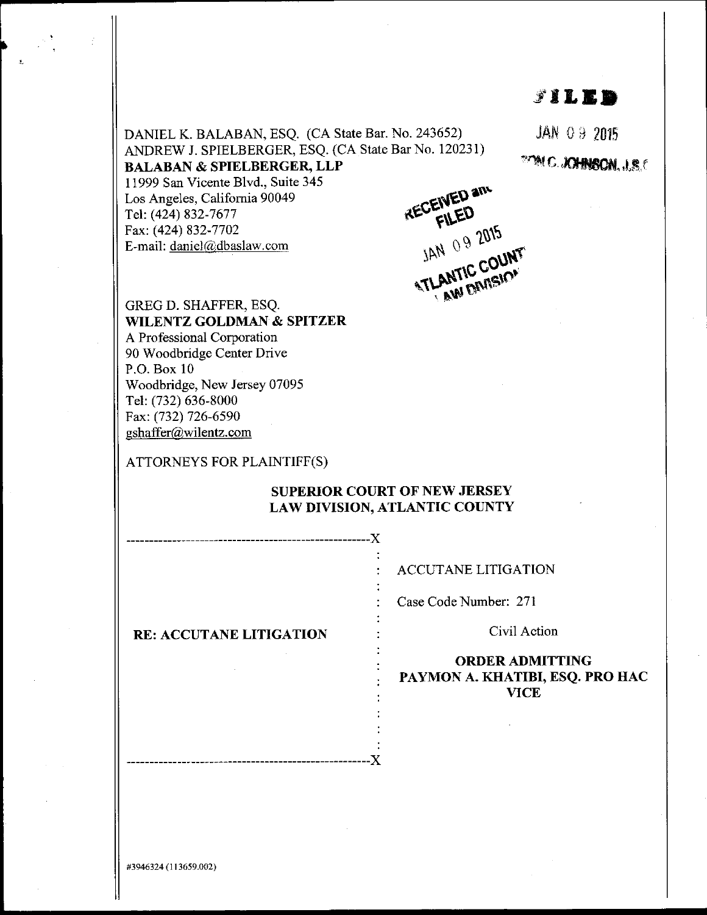FILED

JAN 09 2015

JOHNSON, J.S.C.

DANIEL K. BALABAN, ESQ. (CA State Bar. No. 243652)
ANDREW J. SPIELBERGER, ESQ. (CA State Bar No. 120231)
**BALABAN & SPIELBERGER, LLP**
11999 San Vicente Blvd., Suite 345
Los Angeles, California 90049
Tel: (424) 832-7677
Fax: (424) 832-7702
E-mail: daniel@dbaslaw.com

RECEIVED and FILED
JAN 09 2015
ATLANTIC COUNTY
LAW DIVISION

GREG D. SHAFFER, ESQ.
**WILENTZ GOLDMAN & SPITZER**
A Professional Corporation
90 Woodbridge Center Drive
P.O. Box 10
Woodbridge, New Jersey 07095
Tel: (732) 636-8000
Fax: (732) 726-6590
gshaffer@wilentz.com

ATTORNEYS FOR PLAINTIFF(S)

**SUPERIOR COURT OF NEW JERSEY**
**LAW DIVISION, ATLANTIC COUNTY**

| | |
|---|---|
| **RE: ACCUTANE LITIGATION** | ACCUTANE LITIGATION<br><br>Case Code Number: 271<br><br>Civil Action<br><br>**ORDER ADMITTING PAYMON A. KHATIBI, ESQ. PRO HAC VICE** |

#3946324 (113659.002)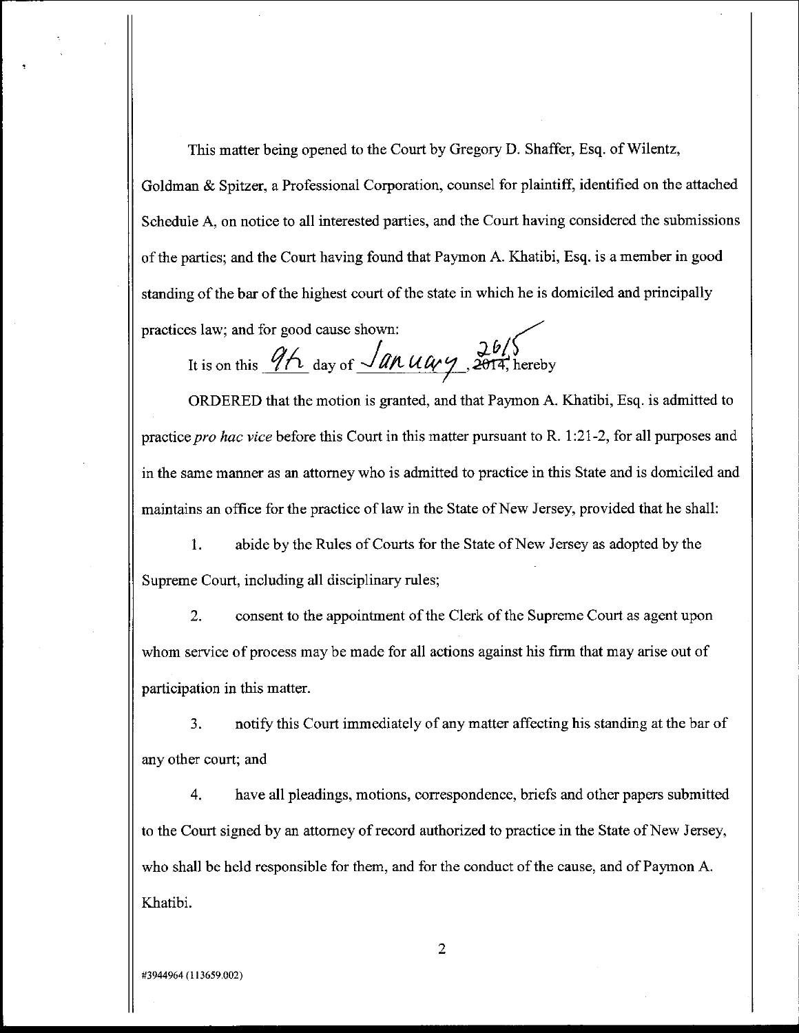This matter being opened to the Court by Gregory D. Shaffer, Esq. of Wilentz, Goldman & Spitzer, a Professional Corporation, counsel for plaintiff, identified on the attached Schedule A, on notice to all interested parties, and the Court having considered the submissions of the parties; and the Court having found that Paymon A. Khatibi, Esq. is a member in good standing of the bar of the highest court of the state in which he is domiciled and principally practices law; and for good cause shown:

It is on this 9th day of January, ~~2014~~ 2015, hereby

ORDERED that the motion is granted, and that Paymon A. Khatibi, Esq. is admitted to practice *pro hac vice* before this Court in this matter pursuant to R. 1:21-2, for all purposes and in the same manner as an attorney who is admitted to practice in this State and is domiciled and maintains an office for the practice of law in the State of New Jersey, provided that he shall:

1. abide by the Rules of Courts for the State of New Jersey as adopted by the Supreme Court, including all disciplinary rules;

2. consent to the appointment of the Clerk of the Supreme Court as agent upon whom service of process may be made for all actions against his firm that may arise out of participation in this matter.

3. notify this Court immediately of any matter affecting his standing at the bar of any other court; and

4. have all pleadings, motions, correspondence, briefs and other papers submitted to the Court signed by an attorney of record authorized to practice in the State of New Jersey, who shall be held responsible for them, and for the conduct of the cause, and of Paymon A. Khatibi.

#3944964 (113659.002)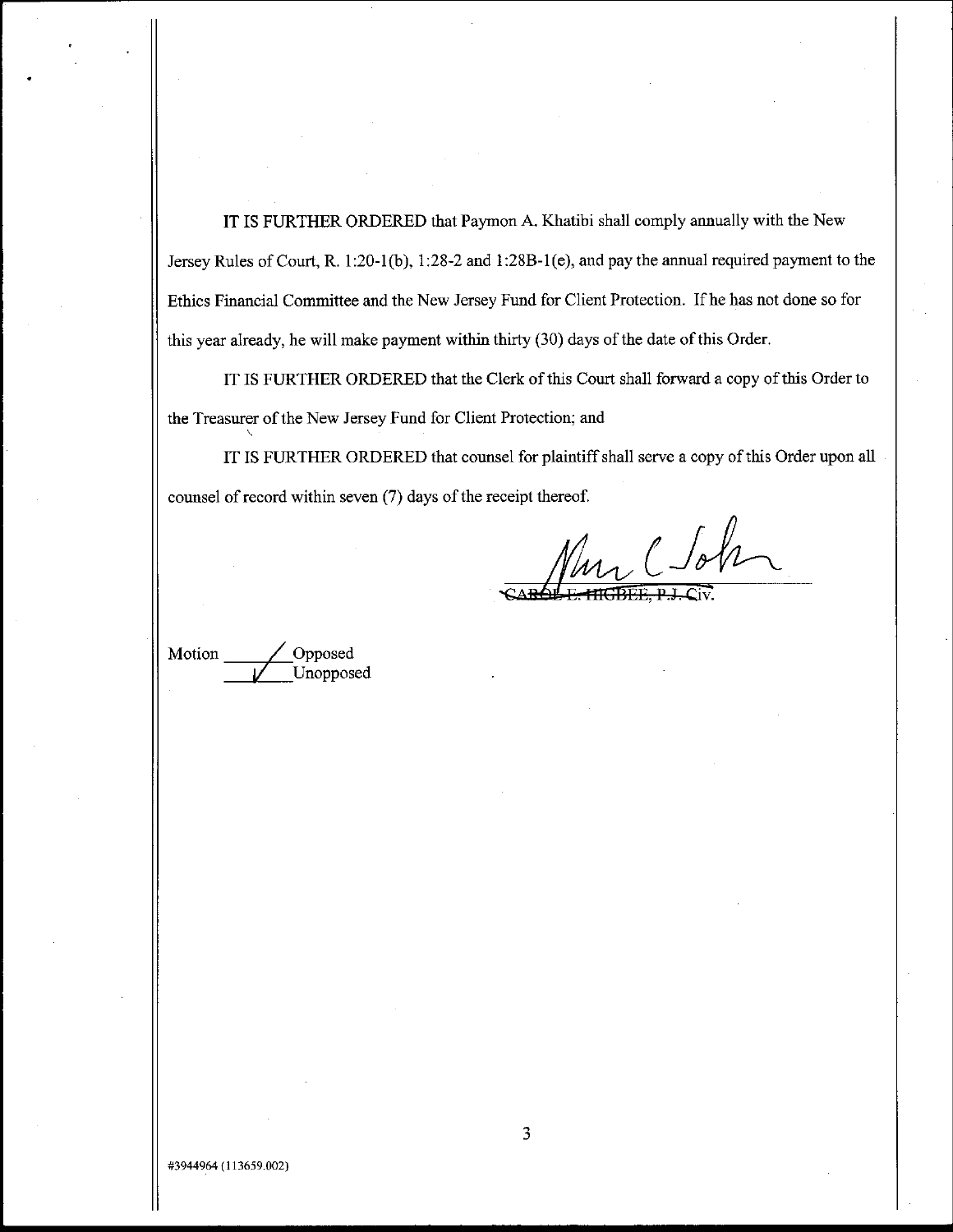IT IS FURTHER ORDERED that Paymon A. Khatibi shall comply annually with the New Jersey Rules of Court, R. 1:20-1(b), 1:28-2 and 1:28B-1(e), and pay the annual required payment to the Ethics Financial Committee and the New Jersey Fund for Client Protection. If he has not done so for this year already, he will make payment within thirty (30) days of the date of this Order.

IT IS FURTHER ORDERED that the Clerk of this Court shall forward a copy of this Order to the Treasurer of the New Jersey Fund for Client Protection; and

IT IS FURTHER ORDERED that counsel for plaintiff shall serve a copy of this Order upon all counsel of record within seven (7) days of the receipt thereof.

~~CAROL E. HIGBEE, P.J. Civ.~~

Motion ______ Opposed
___✓___ Unopposed

#3944964 (113659.002)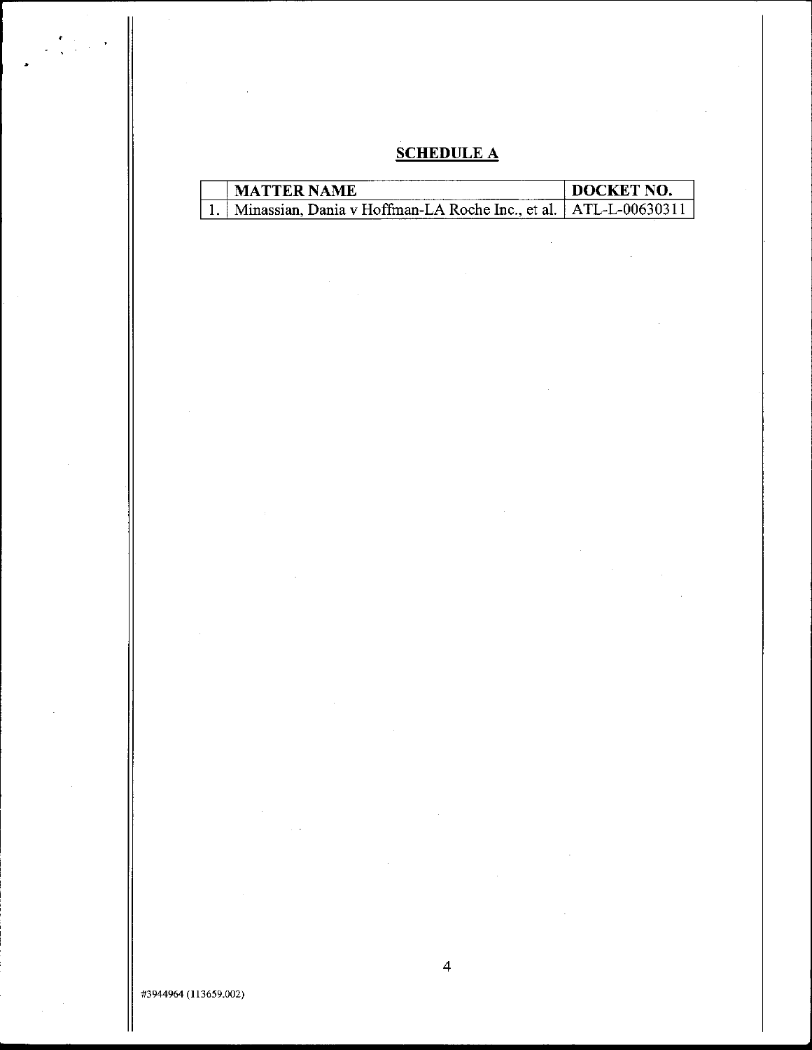## SCHEDULE A

| | MATTER NAME | DOCKET NO. |
|---|---|---|
| 1. | Minassian, Dania v Hoffman-LA Roche Inc., et al. | ATL-L-00630311 |

#3944964 (113659.002)